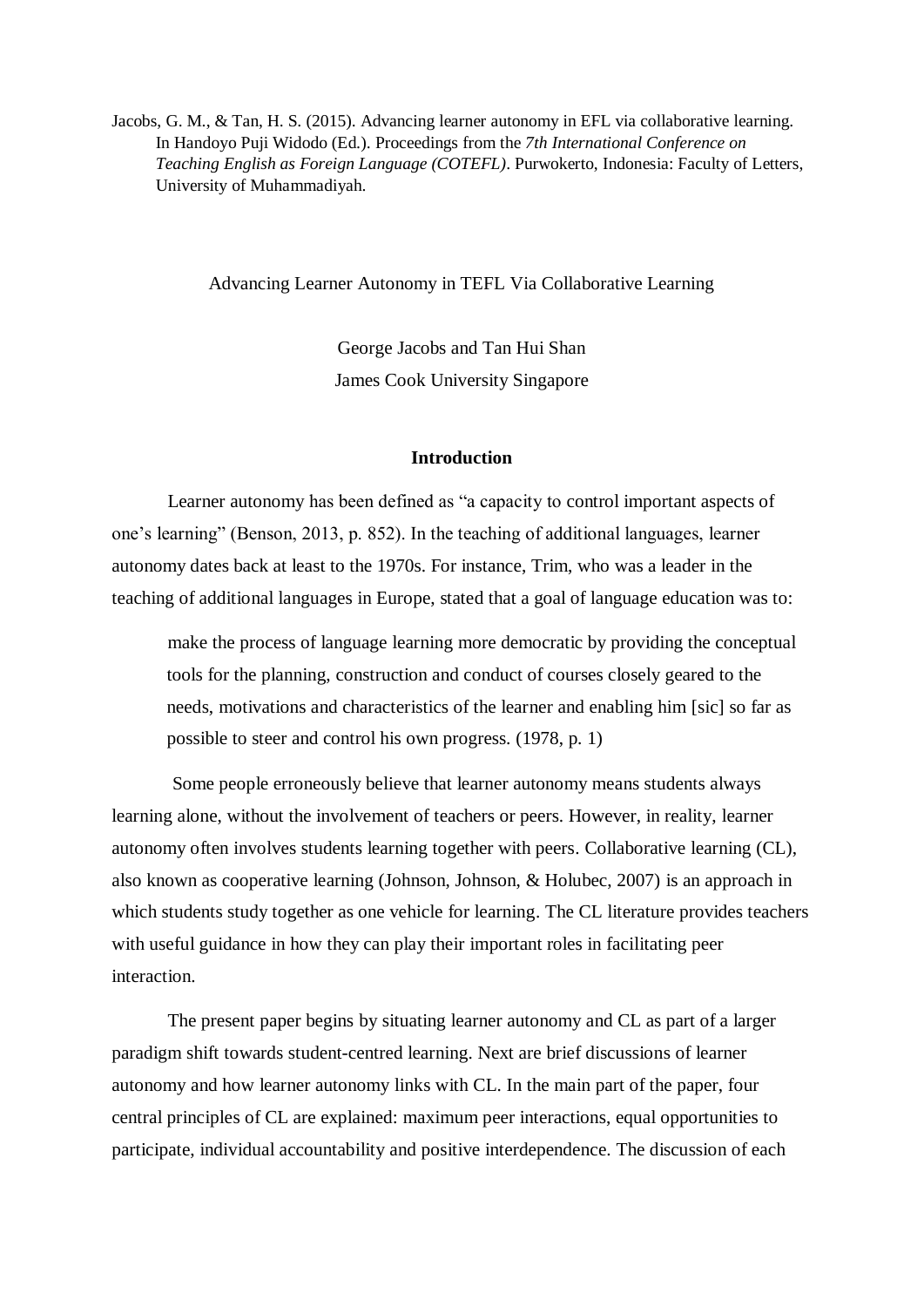Jacobs, G. M., & Tan, H. S. (2015). Advancing learner autonomy in EFL via collaborative learning. In Handoyo Puji Widodo (Ed.). Proceedings from the *7th International Conference on Teaching English as Foreign Language (COTEFL)*. Purwokerto, Indonesia: Faculty of Letters, University of Muhammadiyah.

# Advancing Learner Autonomy in TEFL Via Collaborative Learning

George Jacobs and Tan Hui Shan

James Cook University Singapore

## Introduction

Learner autonomy has been defined as "a capacity to control important aspects of one's learning" (Benson, 2013, p. 852). In the teaching of additional languages, learner autonomy dates back at least to the 1970s. For instance, Trim, who was a leader in the teaching of additional languages in Europe, stated that a goal of language education was to:

> make the process of language learning more democratic by providing the conceptual tools for the planning, construction and conduct of courses closely geared to the needs, motivations and characteristics of the learner and enabling him [sic] so far as possible to steer and control his own progress. (1978, p. 1)

Some people erroneously believe that learner autonomy means students always learning alone, without the involvement of teachers or peers. However, in reality, learner autonomy often involves students learning together with peers. Collaborative learning (CL), also known as cooperative learning (Johnson, Johnson, & Holubec, 2007) is an approach in which students study together as one vehicle for learning. The CL literature provides teachers with useful guidance in how they can play their important roles in facilitating peer interaction.

The present paper begins by situating learner autonomy and CL as part of a larger paradigm shift towards student-centred learning. Next are brief discussions of learner autonomy and how learner autonomy links with CL. In the main part of the paper, four central principles of CL are explained: maximum peer interactions, equal opportunities to participate, individual accountability and positive interdependence. The discussion of each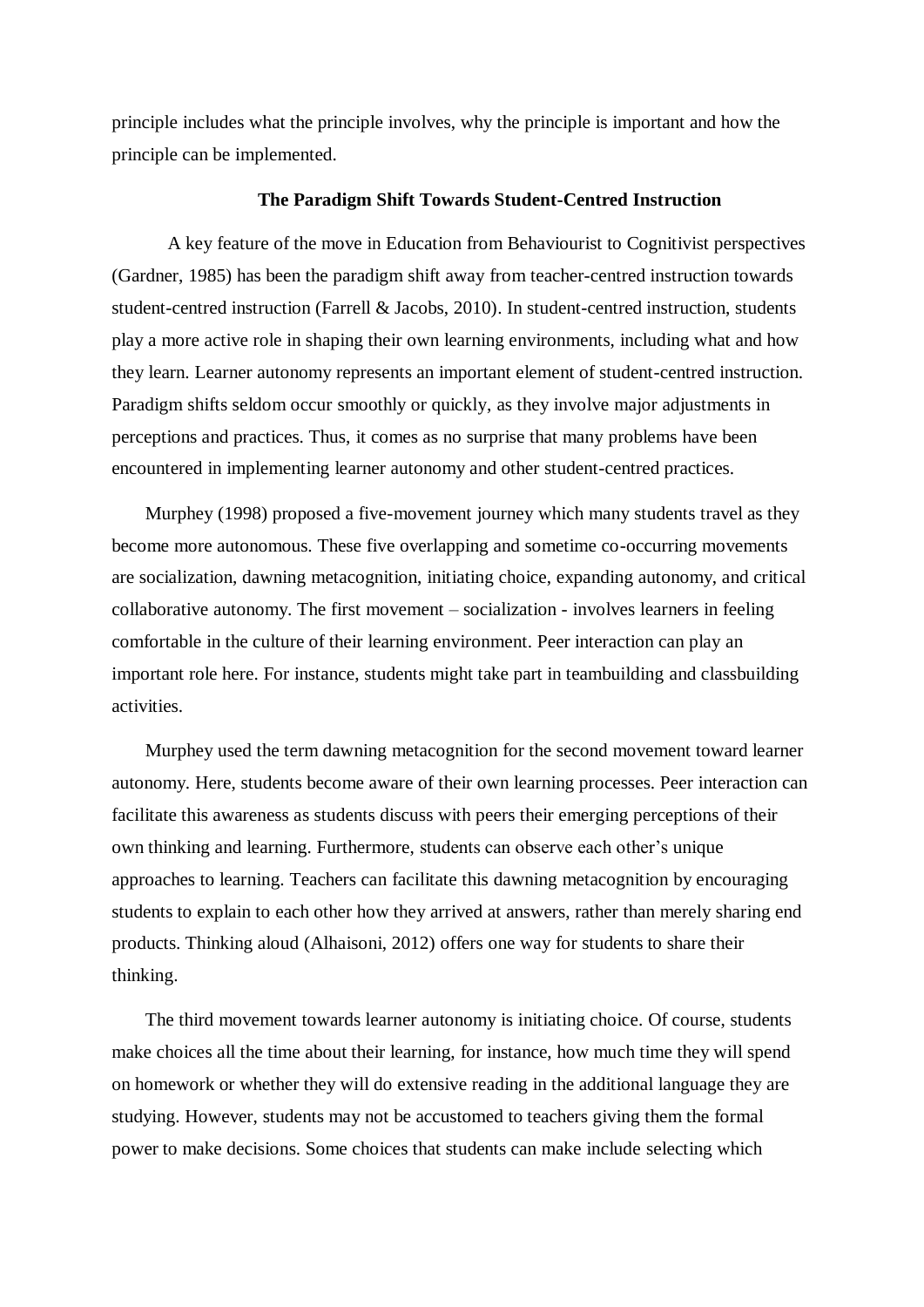principle includes what the principle involves, why the principle is important and how the principle can be implemented.

## The Paradigm Shift Towards Student-Centred Instruction

A key feature of the move in Education from Behaviourist to Cognitivist perspectives (Gardner, 1985) has been the paradigm shift away from teacher-centred instruction towards student-centred instruction (Farrell & Jacobs, 2010). In student-centred instruction, students play a more active role in shaping their own learning environments, including what and how they learn. Learner autonomy represents an important element of student-centred instruction. Paradigm shifts seldom occur smoothly or quickly, as they involve major adjustments in perceptions and practices. Thus, it comes as no surprise that many problems have been encountered in implementing learner autonomy and other student-centred practices.

Murphey (1998) proposed a five-movement journey which many students travel as they become more autonomous. These five overlapping and sometime co-occurring movements are socialization, dawning metacognition, initiating choice, expanding autonomy, and critical collaborative autonomy. The first movement – socialization - involves learners in feeling comfortable in the culture of their learning environment. Peer interaction can play an important role here. For instance, students might take part in teambuilding and classbuilding activities.

Murphey used the term dawning metacognition for the second movement toward learner autonomy. Here, students become aware of their own learning processes. Peer interaction can facilitate this awareness as students discuss with peers their emerging perceptions of their own thinking and learning. Furthermore, students can observe each other's unique approaches to learning. Teachers can facilitate this dawning metacognition by encouraging students to explain to each other how they arrived at answers, rather than merely sharing end products. Thinking aloud (Alhaisoni, 2012) offers one way for students to share their thinking.

The third movement towards learner autonomy is initiating choice. Of course, students make choices all the time about their learning, for instance, how much time they will spend on homework or whether they will do extensive reading in the additional language they are studying. However, students may not be accustomed to teachers giving them the formal power to make decisions. Some choices that students can make include selecting which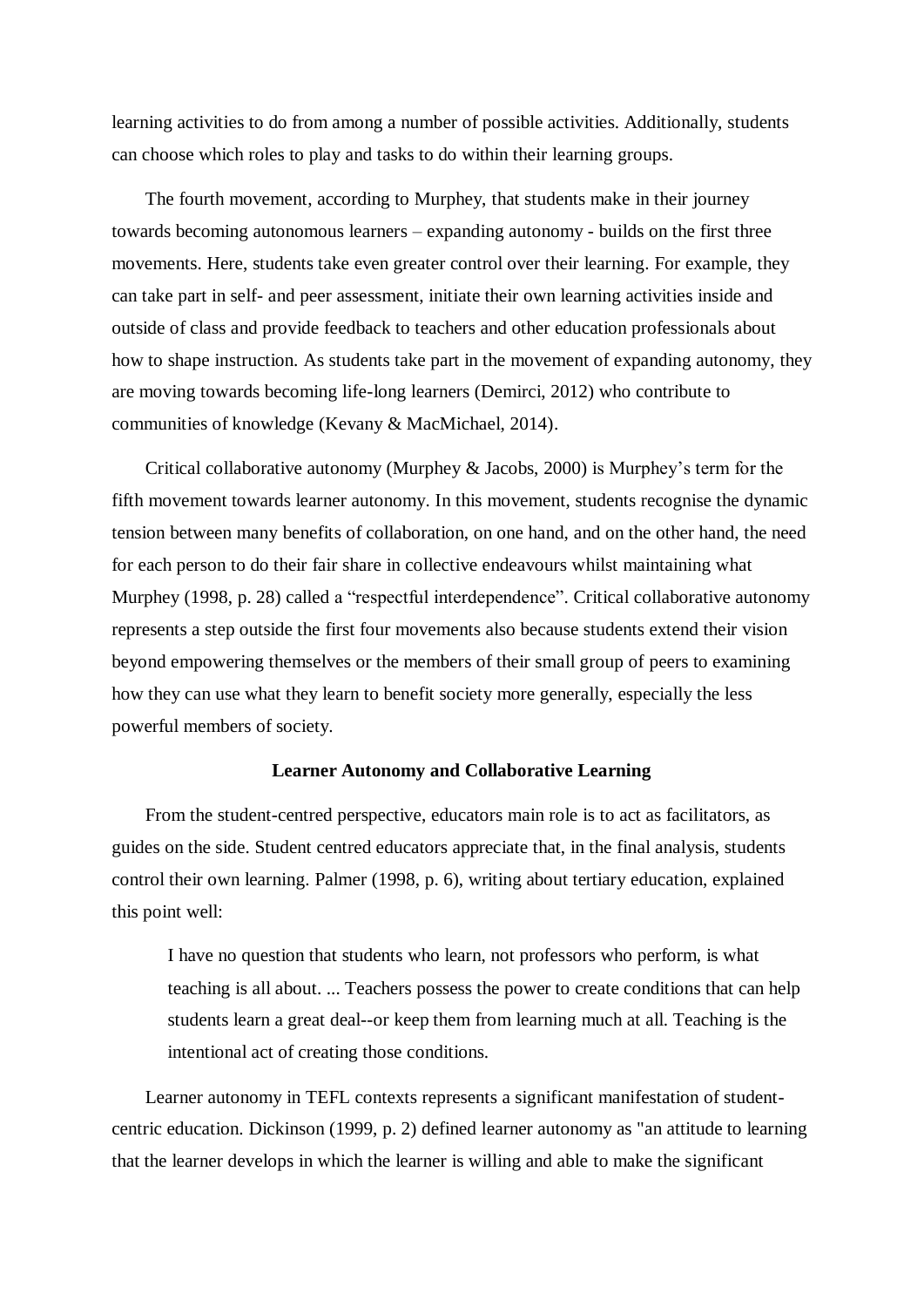learning activities to do from among a number of possible activities. Additionally, students can choose which roles to play and tasks to do within their learning groups.

The fourth movement, according to Murphey, that students make in their journey towards becoming autonomous learners – expanding autonomy - builds on the first three movements. Here, students take even greater control over their learning. For example, they can take part in self- and peer assessment, initiate their own learning activities inside and outside of class and provide feedback to teachers and other education professionals about how to shape instruction. As students take part in the movement of expanding autonomy, they are moving towards becoming life-long learners (Demirci, 2012) who contribute to communities of knowledge (Kevany & MacMichael, 2014).

Critical collaborative autonomy (Murphey & Jacobs, 2000) is Murphey's term for the fifth movement towards learner autonomy. In this movement, students recognise the dynamic tension between many benefits of collaboration, on one hand, and on the other hand, the need for each person to do their fair share in collective endeavours whilst maintaining what Murphey (1998, p. 28) called a "respectful interdependence". Critical collaborative autonomy represents a step outside the first four movements also because students extend their vision beyond empowering themselves or the members of their small group of peers to examining how they can use what they learn to benefit society more generally, especially the less powerful members of society.

## Learner Autonomy and Collaborative Learning

From the student-centred perspective, educators main role is to act as facilitators, as guides on the side. Student centred educators appreciate that, in the final analysis, students control their own learning. Palmer (1998, p. 6), writing about tertiary education, explained this point well:

> I have no question that students who learn, not professors who perform, is what teaching is all about. ... Teachers possess the power to create conditions that can help students learn a great deal--or keep them from learning much at all. Teaching is the intentional act of creating those conditions.

Learner autonomy in TEFL contexts represents a significant manifestation of student-centric education. Dickinson (1999, p. 2) defined learner autonomy as "an attitude to learning that the learner develops in which the learner is willing and able to make the significant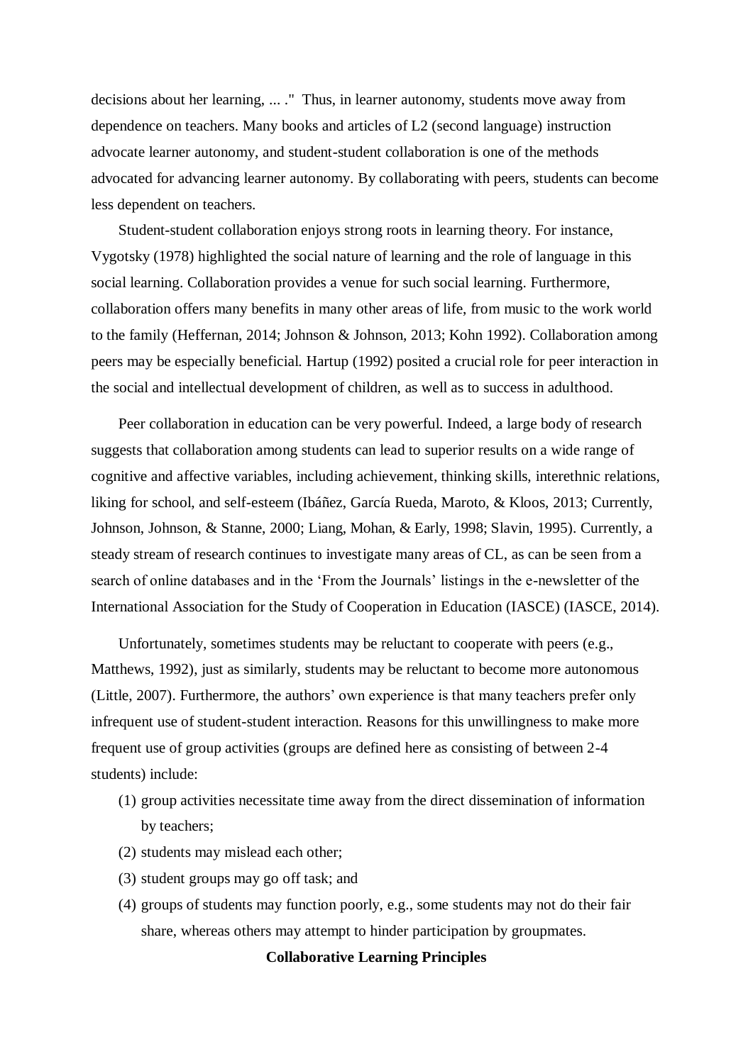decisions about her learning, ... ." Thus, in learner autonomy, students move away from dependence on teachers. Many books and articles of L2 (second language) instruction advocate learner autonomy, and student-student collaboration is one of the methods advocated for advancing learner autonomy. By collaborating with peers, students can become less dependent on teachers.

Student-student collaboration enjoys strong roots in learning theory. For instance, Vygotsky (1978) highlighted the social nature of learning and the role of language in this social learning. Collaboration provides a venue for such social learning. Furthermore, collaboration offers many benefits in many other areas of life, from music to the work world to the family (Heffernan, 2014; Johnson & Johnson, 2013; Kohn 1992). Collaboration among peers may be especially beneficial. Hartup (1992) posited a crucial role for peer interaction in the social and intellectual development of children, as well as to success in adulthood.

Peer collaboration in education can be very powerful. Indeed, a large body of research suggests that collaboration among students can lead to superior results on a wide range of cognitive and affective variables, including achievement, thinking skills, interethnic relations, liking for school, and self-esteem (Ibáñez, García Rueda, Maroto, & Kloos, 2013; Currently, Johnson, Johnson, & Stanne, 2000; Liang, Mohan, & Early, 1998; Slavin, 1995). Currently, a steady stream of research continues to investigate many areas of CL, as can be seen from a search of online databases and in the 'From the Journals' listings in the e-newsletter of the International Association for the Study of Cooperation in Education (IASCE) (IASCE, 2014).

Unfortunately, sometimes students may be reluctant to cooperate with peers (e.g., Matthews, 1992), just as similarly, students may be reluctant to become more autonomous (Little, 2007). Furthermore, the authors' own experience is that many teachers prefer only infrequent use of student-student interaction. Reasons for this unwillingness to make more frequent use of group activities (groups are defined here as consisting of between 2-4 students) include:

(1) group activities necessitate time away from the direct dissemination of information by teachers;
(2) students may mislead each other;
(3) student groups may go off task; and
(4) groups of students may function poorly, e.g., some students may not do their fair share, whereas others may attempt to hinder participation by groupmates.

## Collaborative Learning Principles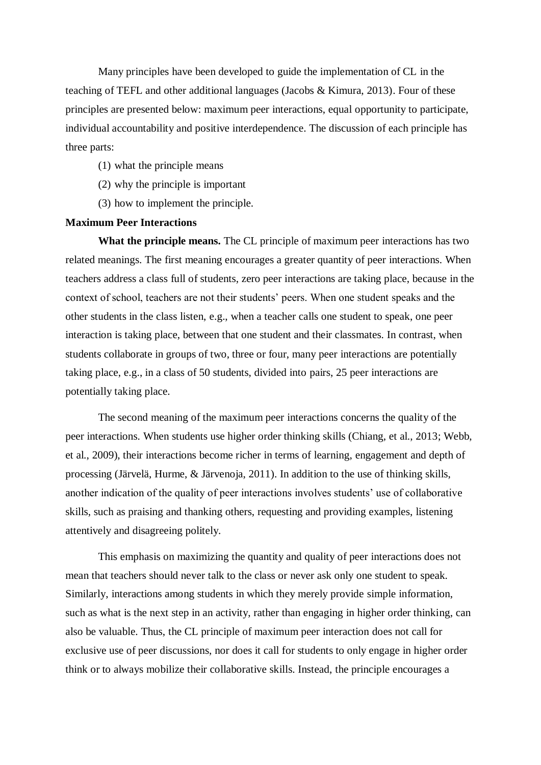Many principles have been developed to guide the implementation of CL in the teaching of TEFL and other additional languages (Jacobs & Kimura, 2013). Four of these principles are presented below: maximum peer interactions, equal opportunity to participate, individual accountability and positive interdependence. The discussion of each principle has three parts:

(1) what the principle means

(2) why the principle is important

(3) how to implement the principle.

**Maximum Peer Interactions**

**What the principle means.** The CL principle of maximum peer interactions has two related meanings. The first meaning encourages a greater quantity of peer interactions. When teachers address a class full of students, zero peer interactions are taking place, because in the context of school, teachers are not their students' peers. When one student speaks and the other students in the class listen, e.g., when a teacher calls one student to speak, one peer interaction is taking place, between that one student and their classmates. In contrast, when students collaborate in groups of two, three or four, many peer interactions are potentially taking place, e.g., in a class of 50 students, divided into pairs, 25 peer interactions are potentially taking place.

The second meaning of the maximum peer interactions concerns the quality of the peer interactions. When students use higher order thinking skills (Chiang, et al., 2013; Webb, et al., 2009), their interactions become richer in terms of learning, engagement and depth of processing (Järvelä, Hurme, & Järvenoja, 2011). In addition to the use of thinking skills, another indication of the quality of peer interactions involves students' use of collaborative skills, such as praising and thanking others, requesting and providing examples, listening attentively and disagreeing politely.

This emphasis on maximizing the quantity and quality of peer interactions does not mean that teachers should never talk to the class or never ask only one student to speak. Similarly, interactions among students in which they merely provide simple information, such as what is the next step in an activity, rather than engaging in higher order thinking, can also be valuable. Thus, the CL principle of maximum peer interaction does not call for exclusive use of peer discussions, nor does it call for students to only engage in higher order think or to always mobilize their collaborative skills. Instead, the principle encourages a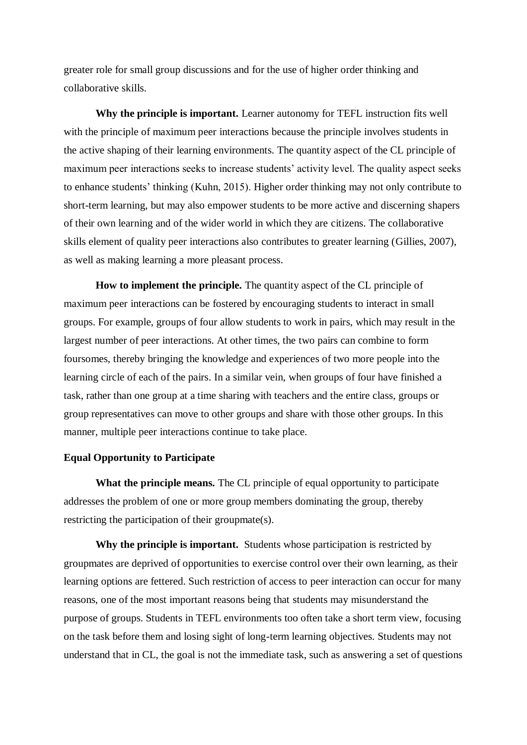greater role for small group discussions and for the use of higher order thinking and collaborative skills.

**Why the principle is important.** Learner autonomy for TEFL instruction fits well with the principle of maximum peer interactions because the principle involves students in the active shaping of their learning environments. The quantity aspect of the CL principle of maximum peer interactions seeks to increase students' activity level. The quality aspect seeks to enhance students' thinking (Kuhn, 2015). Higher order thinking may not only contribute to short-term learning, but may also empower students to be more active and discerning shapers of their own learning and of the wider world in which they are citizens. The collaborative skills element of quality peer interactions also contributes to greater learning (Gillies, 2007), as well as making learning a more pleasant process.

**How to implement the principle.** The quantity aspect of the CL principle of maximum peer interactions can be fostered by encouraging students to interact in small groups. For example, groups of four allow students to work in pairs, which may result in the largest number of peer interactions. At other times, the two pairs can combine to form foursomes, thereby bringing the knowledge and experiences of two more people into the learning circle of each of the pairs. In a similar vein, when groups of four have finished a task, rather than one group at a time sharing with teachers and the entire class, groups or group representatives can move to other groups and share with those other groups. In this manner, multiple peer interactions continue to take place.

### Equal Opportunity to Participate

**What the principle means.** The CL principle of equal opportunity to participate addresses the problem of one or more group members dominating the group, thereby restricting the participation of their groupmate(s).

**Why the principle is important.** Students whose participation is restricted by groupmates are deprived of opportunities to exercise control over their own learning, as their learning options are fettered. Such restriction of access to peer interaction can occur for many reasons, one of the most important reasons being that students may misunderstand the purpose of groups. Students in TEFL environments too often take a short term view, focusing on the task before them and losing sight of long-term learning objectives. Students may not understand that in CL, the goal is not the immediate task, such as answering a set of questions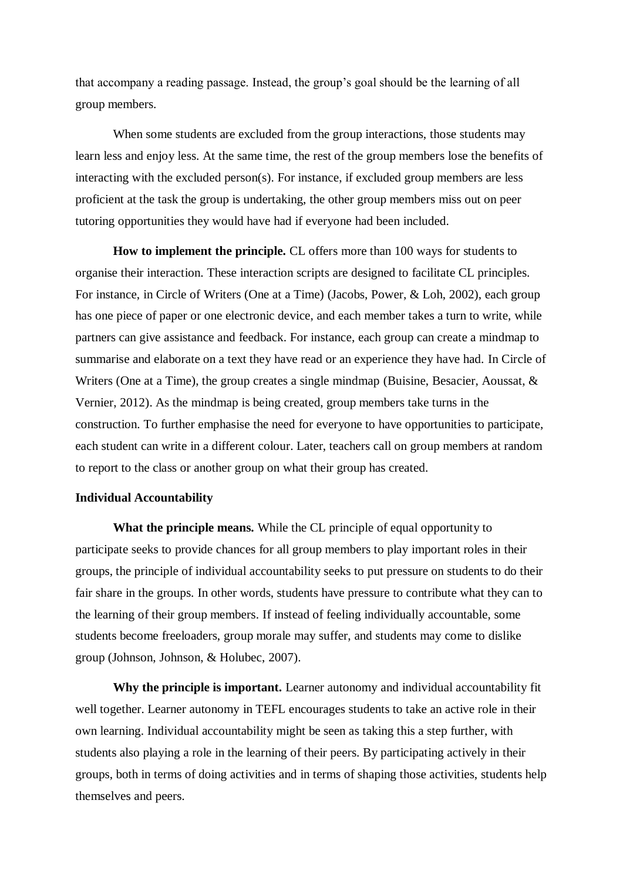that accompany a reading passage. Instead, the group's goal should be the learning of all group members.

When some students are excluded from the group interactions, those students may learn less and enjoy less. At the same time, the rest of the group members lose the benefits of interacting with the excluded person(s). For instance, if excluded group members are less proficient at the task the group is undertaking, the other group members miss out on peer tutoring opportunities they would have had if everyone had been included.

**How to implement the principle.** CL offers more than 100 ways for students to organise their interaction. These interaction scripts are designed to facilitate CL principles. For instance, in Circle of Writers (One at a Time) (Jacobs, Power, & Loh, 2002), each group has one piece of paper or one electronic device, and each member takes a turn to write, while partners can give assistance and feedback. For instance, each group can create a mindmap to summarise and elaborate on a text they have read or an experience they have had. In Circle of Writers (One at a Time), the group creates a single mindmap (Buisine, Besacier, Aoussat, & Vernier, 2012). As the mindmap is being created, group members take turns in the construction. To further emphasise the need for everyone to have opportunities to participate, each student can write in a different colour. Later, teachers call on group members at random to report to the class or another group on what their group has created.

### Individual Accountability

**What the principle means.** While the CL principle of equal opportunity to participate seeks to provide chances for all group members to play important roles in their groups, the principle of individual accountability seeks to put pressure on students to do their fair share in the groups. In other words, students have pressure to contribute what they can to the learning of their group members. If instead of feeling individually accountable, some students become freeloaders, group morale may suffer, and students may come to dislike group (Johnson, Johnson, & Holubec, 2007).

**Why the principle is important.** Learner autonomy and individual accountability fit well together. Learner autonomy in TEFL encourages students to take an active role in their own learning. Individual accountability might be seen as taking this a step further, with students also playing a role in the learning of their peers. By participating actively in their groups, both in terms of doing activities and in terms of shaping those activities, students help themselves and peers.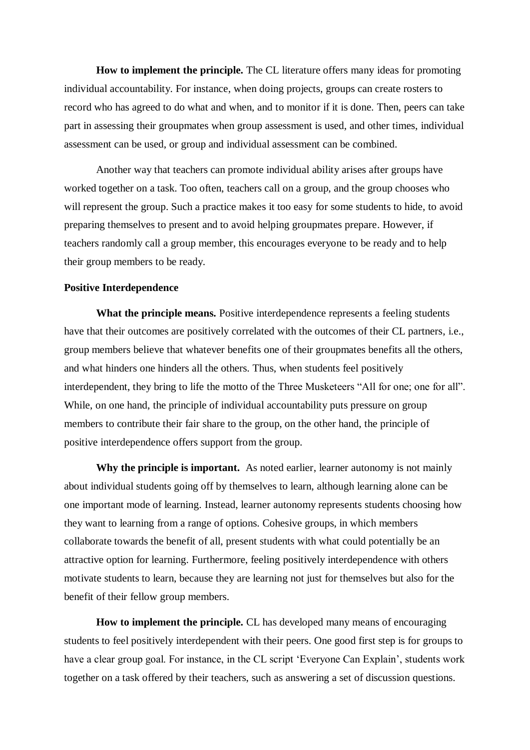**How to implement the principle.** The CL literature offers many ideas for promoting individual accountability. For instance, when doing projects, groups can create rosters to record who has agreed to do what and when, and to monitor if it is done. Then, peers can take part in assessing their groupmates when group assessment is used, and other times, individual assessment can be used, or group and individual assessment can be combined.

Another way that teachers can promote individual ability arises after groups have worked together on a task. Too often, teachers call on a group, and the group chooses who will represent the group. Such a practice makes it too easy for some students to hide, to avoid preparing themselves to present and to avoid helping groupmates prepare. However, if teachers randomly call a group member, this encourages everyone to be ready and to help their group members to be ready.

### Positive Interdependence

**What the principle means.** Positive interdependence represents a feeling students have that their outcomes are positively correlated with the outcomes of their CL partners, i.e., group members believe that whatever benefits one of their groupmates benefits all the others, and what hinders one hinders all the others. Thus, when students feel positively interdependent, they bring to life the motto of the Three Musketeers "All for one; one for all". While, on one hand, the principle of individual accountability puts pressure on group members to contribute their fair share to the group, on the other hand, the principle of positive interdependence offers support from the group.

**Why the principle is important.** As noted earlier, learner autonomy is not mainly about individual students going off by themselves to learn, although learning alone can be one important mode of learning. Instead, learner autonomy represents students choosing how they want to learning from a range of options. Cohesive groups, in which members collaborate towards the benefit of all, present students with what could potentially be an attractive option for learning. Furthermore, feeling positively interdependence with others motivate students to learn, because they are learning not just for themselves but also for the benefit of their fellow group members.

**How to implement the principle.** CL has developed many means of encouraging students to feel positively interdependent with their peers. One good first step is for groups to have a clear group goal. For instance, in the CL script 'Everyone Can Explain', students work together on a task offered by their teachers, such as answering a set of discussion questions.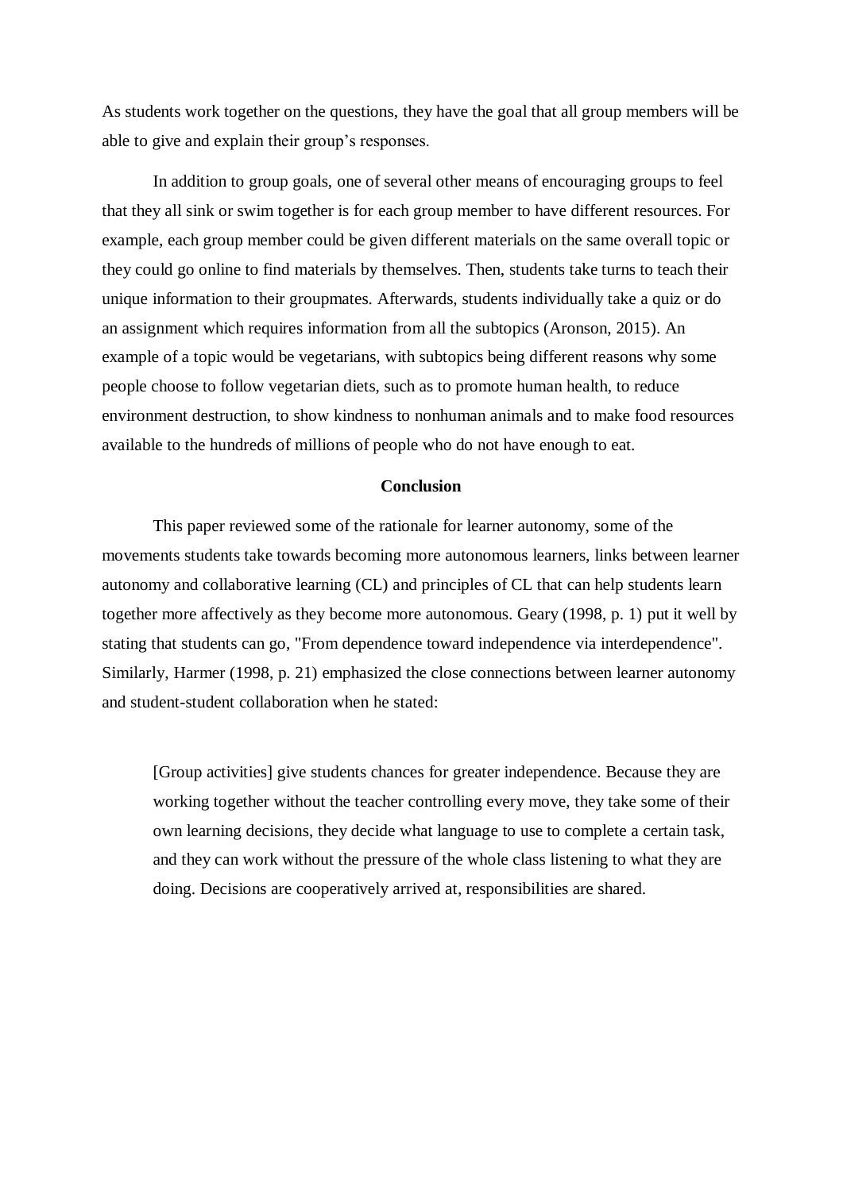As students work together on the questions, they have the goal that all group members will be able to give and explain their group's responses.

In addition to group goals, one of several other means of encouraging groups to feel that they all sink or swim together is for each group member to have different resources. For example, each group member could be given different materials on the same overall topic or they could go online to find materials by themselves. Then, students take turns to teach their unique information to their groupmates. Afterwards, students individually take a quiz or do an assignment which requires information from all the subtopics (Aronson, 2015). An example of a topic would be vegetarians, with subtopics being different reasons why some people choose to follow vegetarian diets, such as to promote human health, to reduce environment destruction, to show kindness to nonhuman animals and to make food resources available to the hundreds of millions of people who do not have enough to eat.

## Conclusion

This paper reviewed some of the rationale for learner autonomy, some of the movements students take towards becoming more autonomous learners, links between learner autonomy and collaborative learning (CL) and principles of CL that can help students learn together more affectively as they become more autonomous. Geary (1998, p. 1) put it well by stating that students can go, "From dependence toward independence via interdependence". Similarly, Harmer (1998, p. 21) emphasized the close connections between learner autonomy and student-student collaboration when he stated:

> [Group activities] give students chances for greater independence. Because they are working together without the teacher controlling every move, they take some of their own learning decisions, they decide what language to use to complete a certain task, and they can work without the pressure of the whole class listening to what they are doing. Decisions are cooperatively arrived at, responsibilities are shared.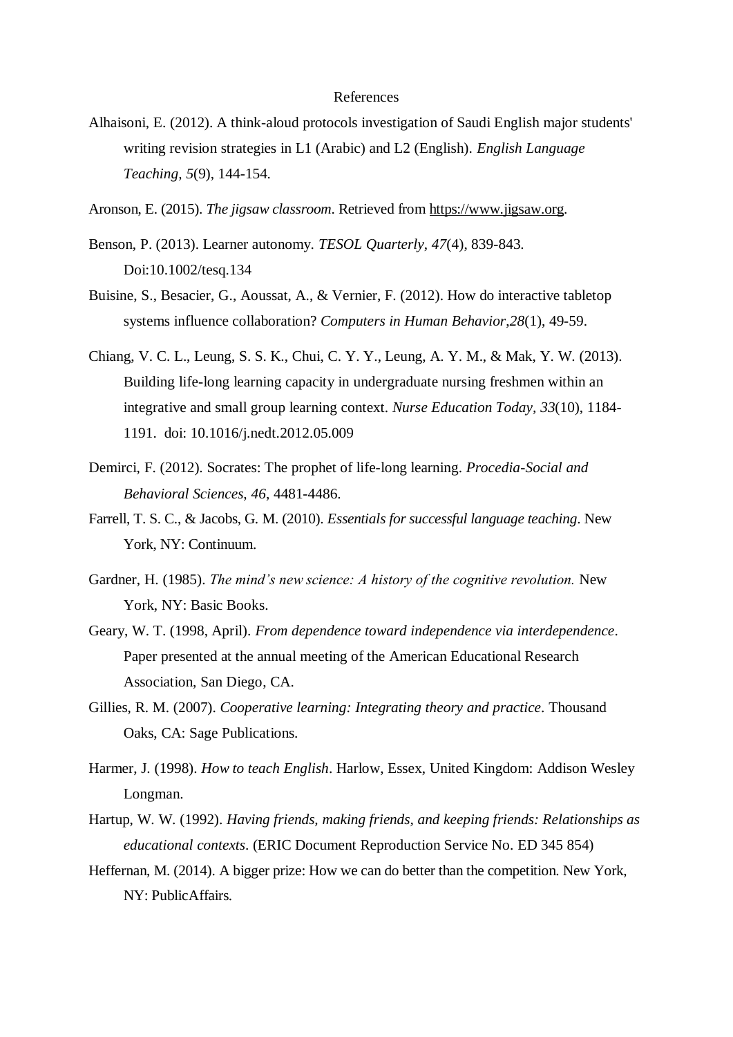# References

Alhaisoni, E. (2012). A think-aloud protocols investigation of Saudi English major students' writing revision strategies in L1 (Arabic) and L2 (English). *English Language Teaching, 5*(9), 144-154.

Aronson, E. (2015). *The jigsaw classroom*. Retrieved from https://www.jigsaw.org.

Benson, P. (2013). Learner autonomy. *TESOL Quarterly, 47*(4), 839-843. Doi:10.1002/tesq.134

Buisine, S., Besacier, G., Aoussat, A., & Vernier, F. (2012). How do interactive tabletop systems influence collaboration? *Computers in Human Behavior,28*(1), 49-59.

Chiang, V. C. L., Leung, S. S. K., Chui, C. Y. Y., Leung, A. Y. M., & Mak, Y. W. (2013). Building life-long learning capacity in undergraduate nursing freshmen within an integrative and small group learning context. *Nurse Education Today, 33*(10), 1184-1191. doi: 10.1016/j.nedt.2012.05.009

Demirci, F. (2012). Socrates: The prophet of life-long learning. *Procedia-Social and Behavioral Sciences*, *46*, 4481-4486.

Farrell, T. S. C., & Jacobs, G. M. (2010). *Essentials for successful language teaching*. New York, NY: Continuum.

Gardner, H. (1985). *The mind's new science: A history of the cognitive revolution.* New York, NY: Basic Books.

Geary, W. T. (1998, April). *From dependence toward independence via interdependence*. Paper presented at the annual meeting of the American Educational Research Association, San Diego, CA.

Gillies, R. M. (2007). *Cooperative learning: Integrating theory and practice*. Thousand Oaks, CA: Sage Publications.

Harmer, J. (1998). *How to teach English*. Harlow, Essex, United Kingdom: Addison Wesley Longman.

Hartup, W. W. (1992). *Having friends, making friends, and keeping friends: Relationships as educational contexts*. (ERIC Document Reproduction Service No. ED 345 854)

Heffernan, M. (2014). A bigger prize: How we can do better than the competition. New York, NY: PublicAffairs.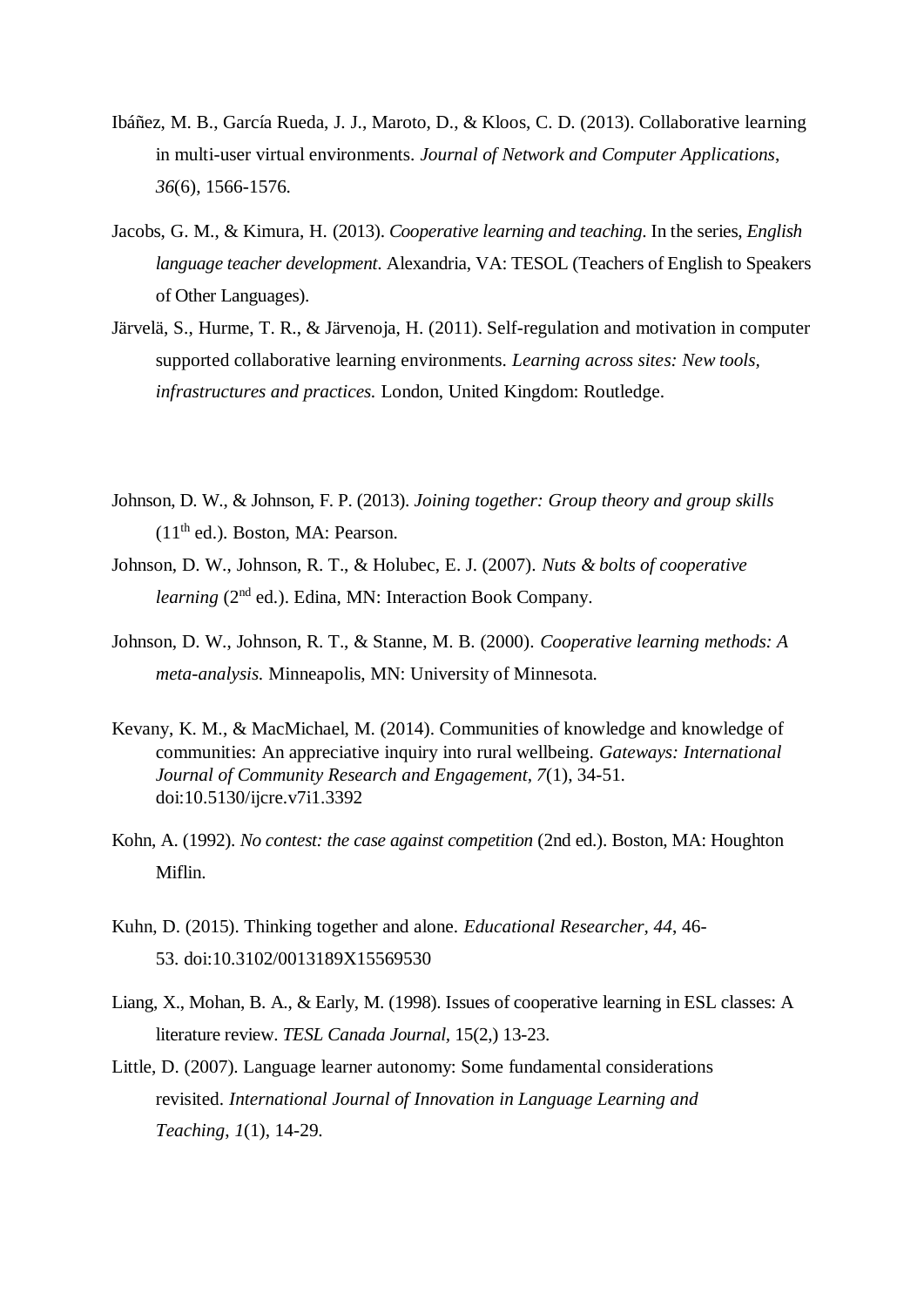Ibáñez, M. B., García Rueda, J. J., Maroto, D., & Kloos, C. D. (2013). Collaborative learning in multi-user virtual environments. *Journal of Network and Computer Applications*, *36*(6), 1566-1576.

Jacobs, G. M., & Kimura, H. (2013). *Cooperative learning and teaching*. In the series, *English language teacher development*. Alexandria, VA: TESOL (Teachers of English to Speakers of Other Languages).

Järvelä, S., Hurme, T. R., & Järvenoja, H. (2011). Self-regulation and motivation in computer supported collaborative learning environments. *Learning across sites: New tools, infrastructures and practices.* London, United Kingdom: Routledge.

Johnson, D. W., & Johnson, F. P. (2013). *Joining together: Group theory and group skills* (11th ed.). Boston, MA: Pearson.

Johnson, D. W., Johnson, R. T., & Holubec, E. J. (2007). *Nuts & bolts of cooperative learning* (2nd ed.). Edina, MN: Interaction Book Company.

Johnson, D. W., Johnson, R. T., & Stanne, M. B. (2000). *Cooperative learning methods: A meta-analysis.* Minneapolis, MN: University of Minnesota.

Kevany, K. M., & MacMichael, M. (2014). Communities of knowledge and knowledge of communities: An appreciative inquiry into rural wellbeing. *Gateways: International Journal of Community Research and Engagement, 7*(1), 34-51. doi:10.5130/ijcre.v7i1.3392

Kohn, A. (1992). *No contest: the case against competition* (2nd ed.). Boston, MA: Houghton Miflin.

Kuhn, D. (2015). Thinking together and alone. *Educational Researcher, 44*, 46-53. doi:10.3102/0013189X15569530

Liang, X., Mohan, B. A., & Early, M. (1998). Issues of cooperative learning in ESL classes: A literature review. *TESL Canada Journal*, 15(2,) 13-23.

Little, D. (2007). Language learner autonomy: Some fundamental considerations revisited. *International Journal of Innovation in Language Learning and Teaching, 1*(1), 14-29.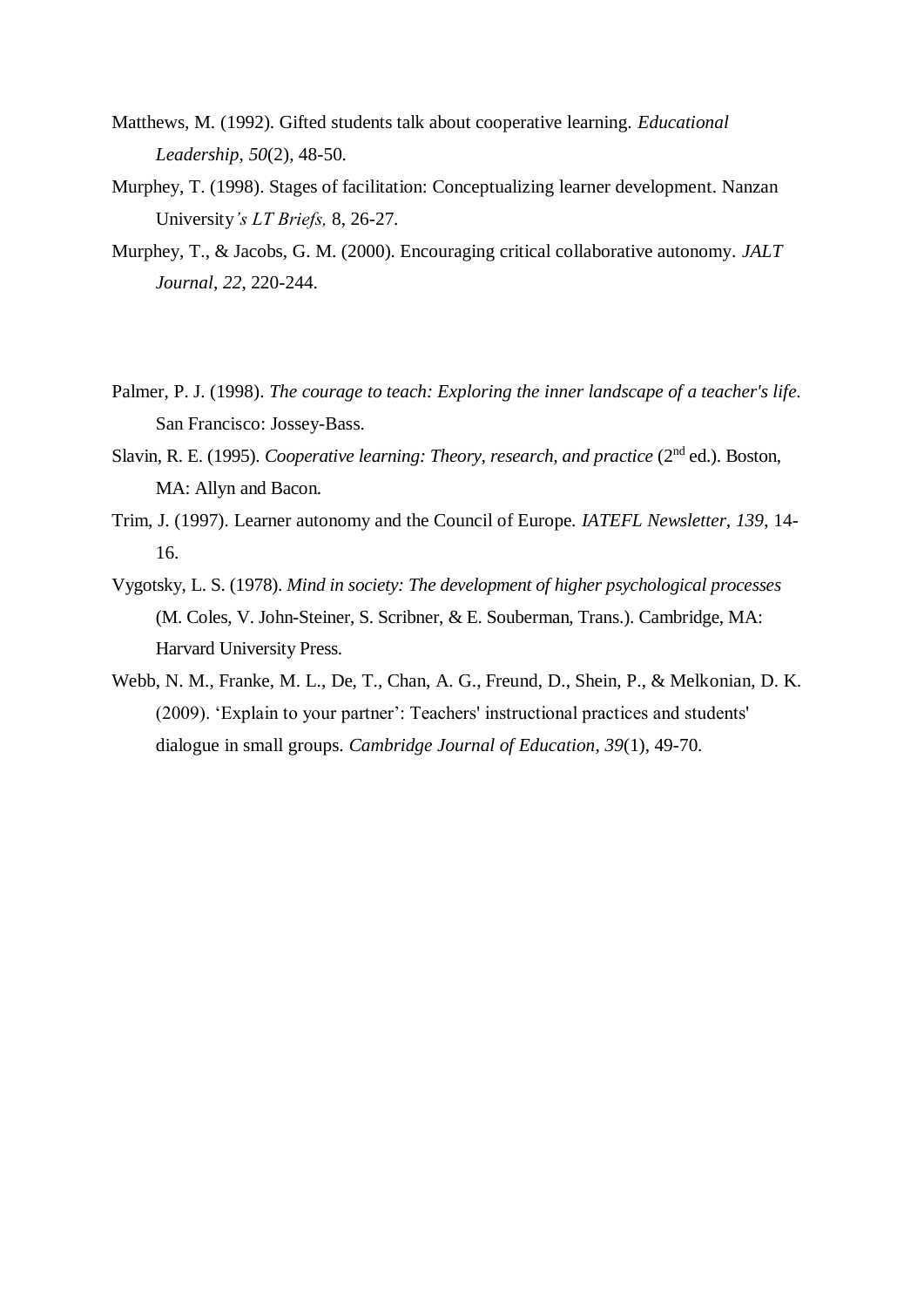Matthews, M. (1992). Gifted students talk about cooperative learning. *Educational Leadership*, *50*(2), 48-50.

Murphey, T. (1998). Stages of facilitation: Conceptualizing learner development. Nanzan University*'s LT Briefs,* 8, 26-27.

Murphey, T., & Jacobs, G. M. (2000). Encouraging critical collaborative autonomy. *JALT Journal*, *22*, 220-244.

Palmer, P. J. (1998). *The courage to teach: Exploring the inner landscape of a teacher's life.* San Francisco: Jossey-Bass.

Slavin, R. E. (1995). *Cooperative learning: Theory, research, and practice* (2nd ed.). Boston, MA: Allyn and Bacon.

Trim, J. (1997). Learner autonomy and the Council of Europe. *IATEFL Newsletter, 139*, 14-16.

Vygotsky, L. S. (1978). *Mind in society: The development of higher psychological processes* (M. Coles, V. John-Steiner, S. Scribner, & E. Souberman, Trans.). Cambridge, MA: Harvard University Press.

Webb, N. M., Franke, M. L., De, T., Chan, A. G., Freund, D., Shein, P., & Melkonian, D. K. (2009). 'Explain to your partner': Teachers' instructional practices and students' dialogue in small groups. *Cambridge Journal of Education*, *39*(1), 49-70.